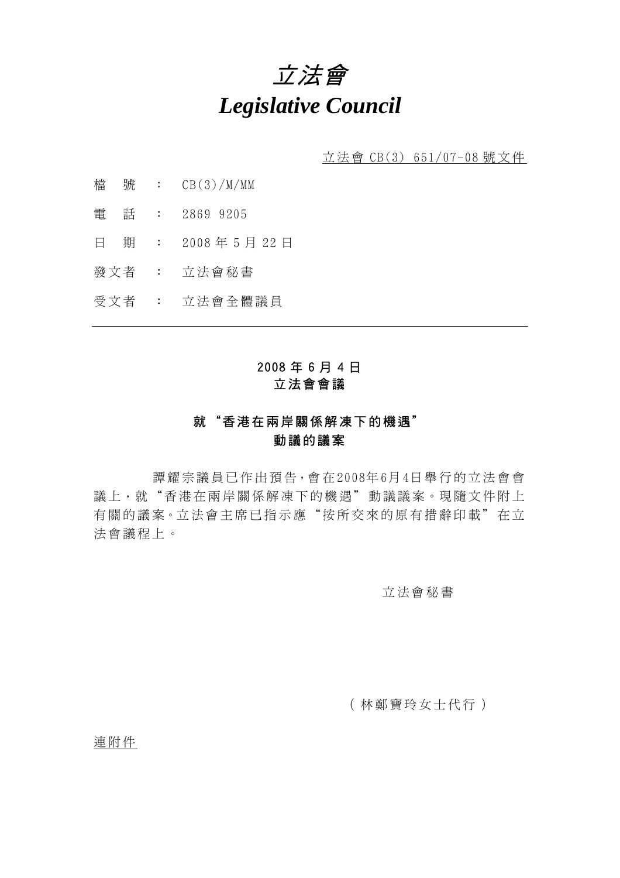# *立法會*

# *Legislative Council*

<u>立法會 CB(3) 651/07-08 號文件</u>

檔　號　：　CB(3)/M/MM

電　話　：　2869 9205

日　期　：　2008 年 5 月 22 日

發文者　：　立法會秘書

受文者　：　立法會全體議員

---

**2008 年 6 月 4 日**
**立法會會議**

**就“香港在兩岸關係解凍下的機遇”**
**動議的議案**

譚耀宗議員已作出預告，會在2008年6月4日舉行的立法會會議上，就“香港在兩岸關係解凍下的機遇”動議議案。現隨文件附上有關的議案。立法會主席已指示應“按所交來的原有措辭印載”在立法會議程上。

立法會秘書

（林鄭寶玲女士代行）

<u>連附件</u>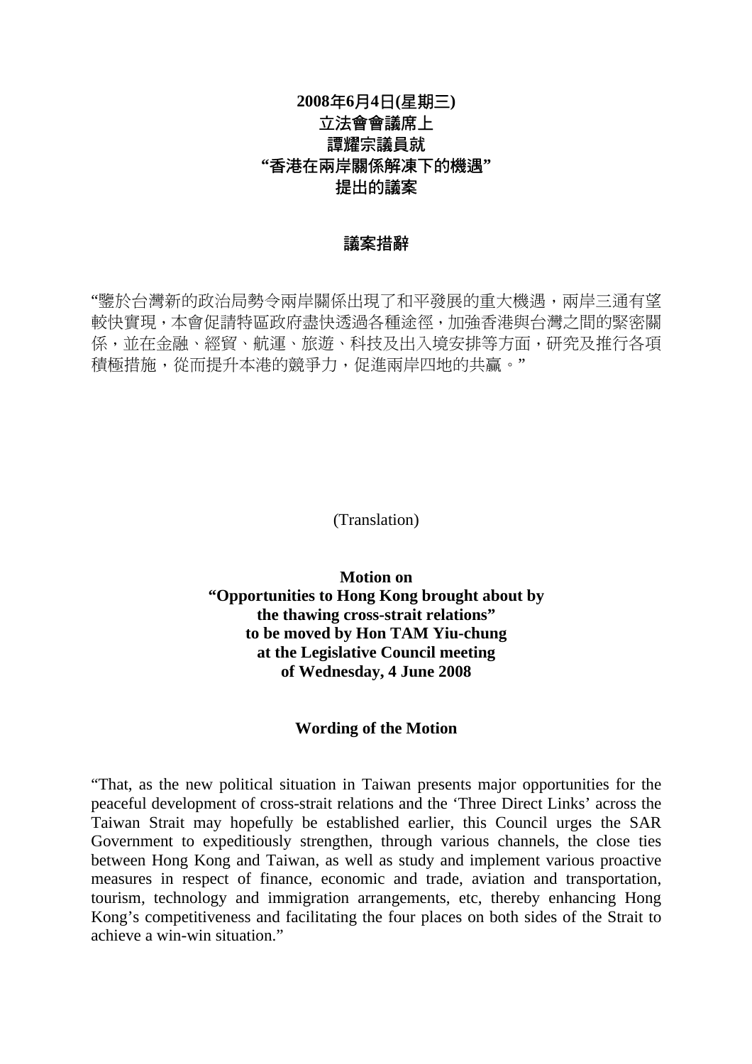# 2008年6月4日(星期三)
# 立法會會議席上
# 譚耀宗議員就
# "香港在兩岸關係解凍下的機遇"
# 提出的議案

## 議案措辭

"鑒於台灣新的政治局勢令兩岸關係出現了和平發展的重大機遇，兩岸三通有望較快實現，本會促請特區政府盡快透過各種途徑，加強香港與台灣之間的緊密關係，並在金融、經貿、航運、旅遊、科技及出入境安排等方面，研究及推行各項積極措施，從而提升本港的競爭力，促進兩岸四地的共贏。"

(Translation)

**Motion on**
**"Opportunities to Hong Kong brought about by the thawing cross-strait relations"**
**to be moved by Hon TAM Yiu-chung**
**at the Legislative Council meeting**
**of Wednesday, 4 June 2008**

## Wording of the Motion

"That, as the new political situation in Taiwan presents major opportunities for the peaceful development of cross-strait relations and the 'Three Direct Links' across the Taiwan Strait may hopefully be established earlier, this Council urges the SAR Government to expeditiously strengthen, through various channels, the close ties between Hong Kong and Taiwan, as well as study and implement various proactive measures in respect of finance, economic and trade, aviation and transportation, tourism, technology and immigration arrangements, etc, thereby enhancing Hong Kong's competitiveness and facilitating the four places on both sides of the Strait to achieve a win-win situation."